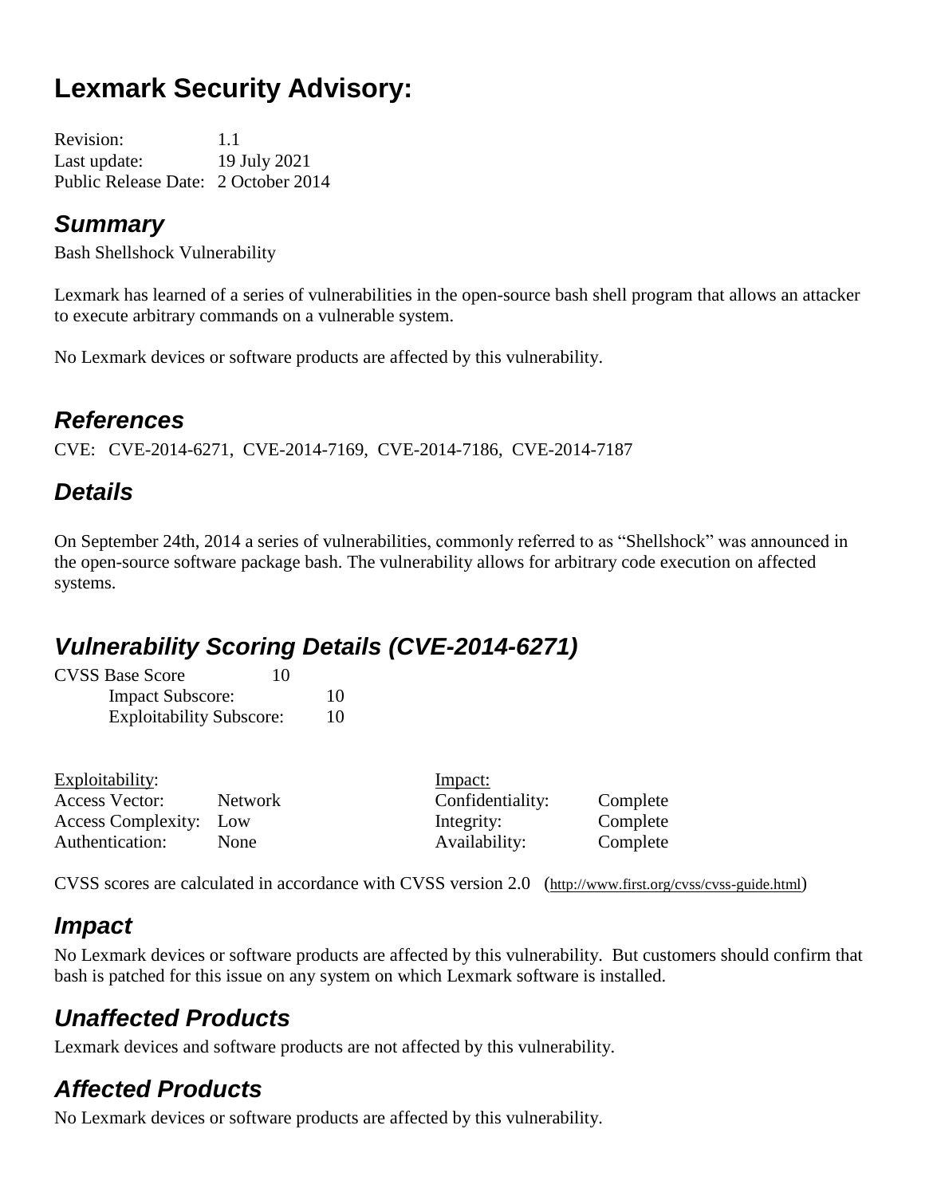# Lexmark Security Advisory:

Revision: 1.1
Last update: 19 July 2021
Public Release Date: 2 October 2014

## *Summary*

Bash Shellshock Vulnerability

Lexmark has learned of a series of vulnerabilities in the open-source bash shell program that allows an attacker to execute arbitrary commands on a vulnerable system.

No Lexmark devices or software products are affected by this vulnerability.

## *References*

CVE: CVE-2014-6271, CVE-2014-7169, CVE-2014-7186, CVE-2014-7187

## *Details*

On September 24th, 2014 a series of vulnerabilities, commonly referred to as "Shellshock" was announced in the open-source software package bash. The vulnerability allows for arbitrary code execution on affected systems.

## *Vulnerability Scoring Details (CVE-2014-6271)*

CVSS Base Score 10
- Impact Subscore: 10
- Exploitability Subscore: 10

| Exploitability: | | Impact: | |
|---|---|---|---|
| Access Vector: | Network | Confidentiality: | Complete |
| Access Complexity: | Low | Integrity: | Complete |
| Authentication: | None | Availability: | Complete |

CVSS scores are calculated in accordance with CVSS version 2.0 (http://www.first.org/cvss/cvss-guide.html)

## *Impact*

No Lexmark devices or software products are affected by this vulnerability. But customers should confirm that bash is patched for this issue on any system on which Lexmark software is installed.

## *Unaffected Products*

Lexmark devices and software products are not affected by this vulnerability.

## *Affected Products*

No Lexmark devices or software products are affected by this vulnerability.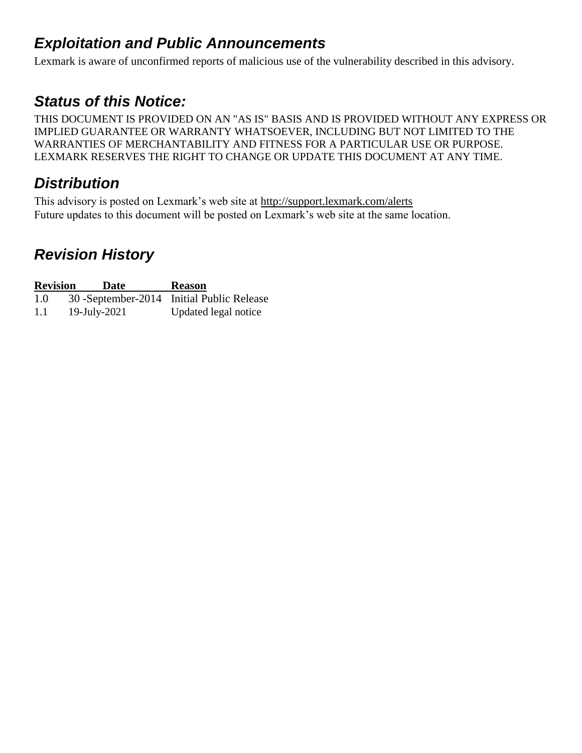## *Exploitation and Public Announcements*

Lexmark is aware of unconfirmed reports of malicious use of the vulnerability described in this advisory.

## *Status of this Notice:*

THIS DOCUMENT IS PROVIDED ON AN "AS IS" BASIS AND IS PROVIDED WITHOUT ANY EXPRESS OR IMPLIED GUARANTEE OR WARRANTY WHATSOEVER, INCLUDING BUT NOT LIMITED TO THE WARRANTIES OF MERCHANTABILITY AND FITNESS FOR A PARTICULAR USE OR PURPOSE. LEXMARK RESERVES THE RIGHT TO CHANGE OR UPDATE THIS DOCUMENT AT ANY TIME.

## *Distribution*

This advisory is posted on Lexmark's web site at http://support.lexmark.com/alerts
Future updates to this document will be posted on Lexmark's web site at the same location.

## *Revision History*

| Revision | Date | Reason |
|---|---|---|
| 1.0 | 30 -September-2014 | Initial Public Release |
| 1.1 | 19-July-2021 | Updated legal notice |